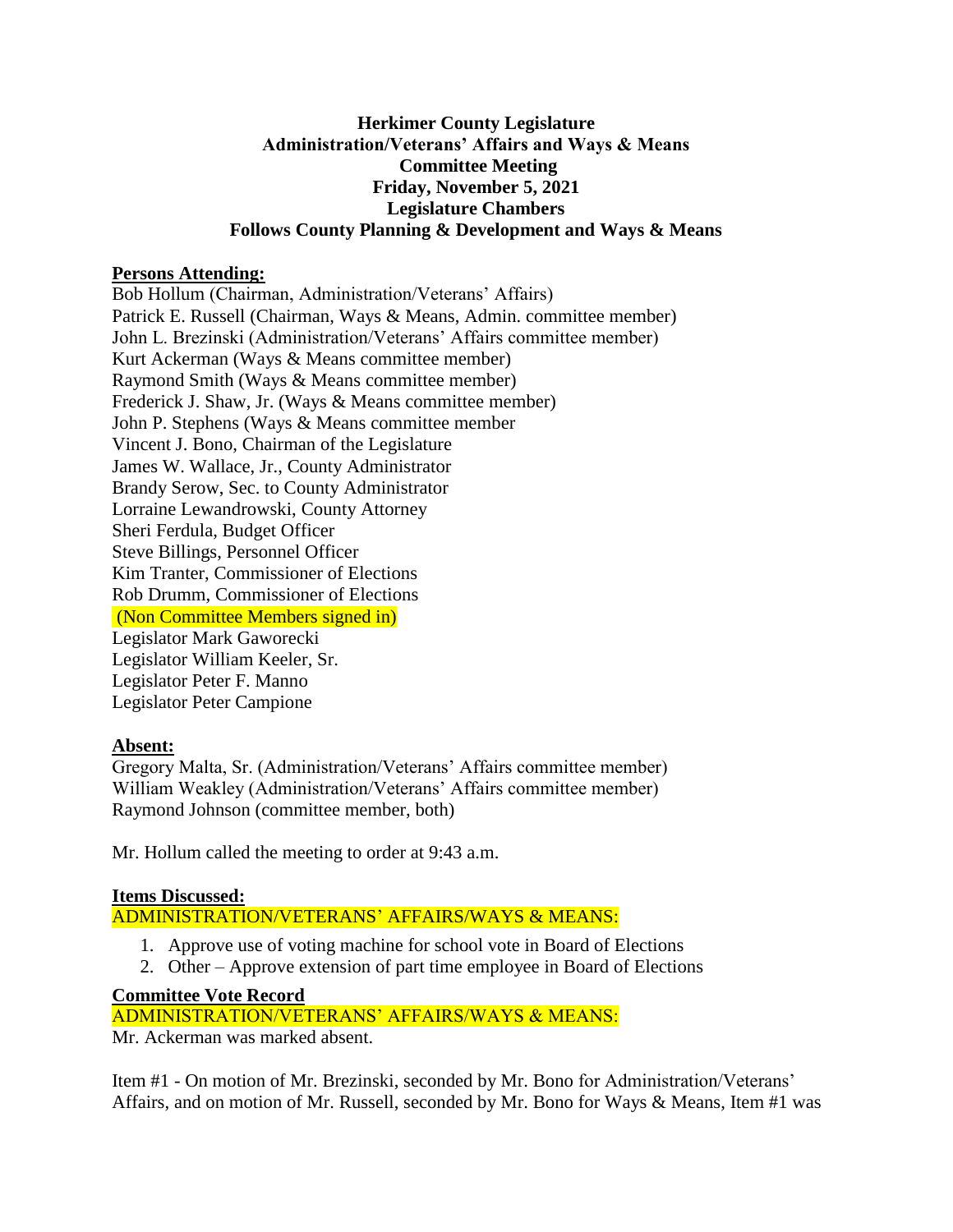**Herkimer County Legislature**
**Administration/Veterans' Affairs and Ways & Means**
**Committee Meeting**
**Friday, November 5, 2021**
**Legislature Chambers**
**Follows County Planning & Development and Ways & Means**

**Persons Attending:**

Bob Hollum (Chairman, Administration/Veterans' Affairs)
Patrick E. Russell (Chairman, Ways & Means, Admin. committee member)
John L. Brezinski (Administration/Veterans' Affairs committee member)
Kurt Ackerman (Ways & Means committee member)
Raymond Smith (Ways & Means committee member)
Frederick J. Shaw, Jr. (Ways & Means committee member)
John P. Stephens (Ways & Means committee member
Vincent J. Bono, Chairman of the Legislature
James W. Wallace, Jr., County Administrator
Brandy Serow, Sec. to County Administrator
Lorraine Lewandrowski, County Attorney
Sheri Ferdula, Budget Officer
Steve Billings, Personnel Officer
Kim Tranter, Commissioner of Elections
Rob Drumm, Commissioner of Elections
(Non Committee Members signed in)
Legislator Mark Gaworecki
Legislator William Keeler, Sr.
Legislator Peter F. Manno
Legislator Peter Campione

**Absent:**

Gregory Malta, Sr. (Administration/Veterans' Affairs committee member)
William Weakley (Administration/Veterans' Affairs committee member)
Raymond Johnson (committee member, both)

Mr. Hollum called the meeting to order at 9:43 a.m.

**Items Discussed:**

ADMINISTRATION/VETERANS' AFFAIRS/WAYS & MEANS:

1. Approve use of voting machine for school vote in Board of Elections
2. Other – Approve extension of part time employee in Board of Elections

**Committee Vote Record**

ADMINISTRATION/VETERANS' AFFAIRS/WAYS & MEANS:

Mr. Ackerman was marked absent.

Item #1 - On motion of Mr. Brezinski, seconded by Mr. Bono for Administration/Veterans' Affairs, and on motion of Mr. Russell, seconded by Mr. Bono for Ways & Means, Item #1 was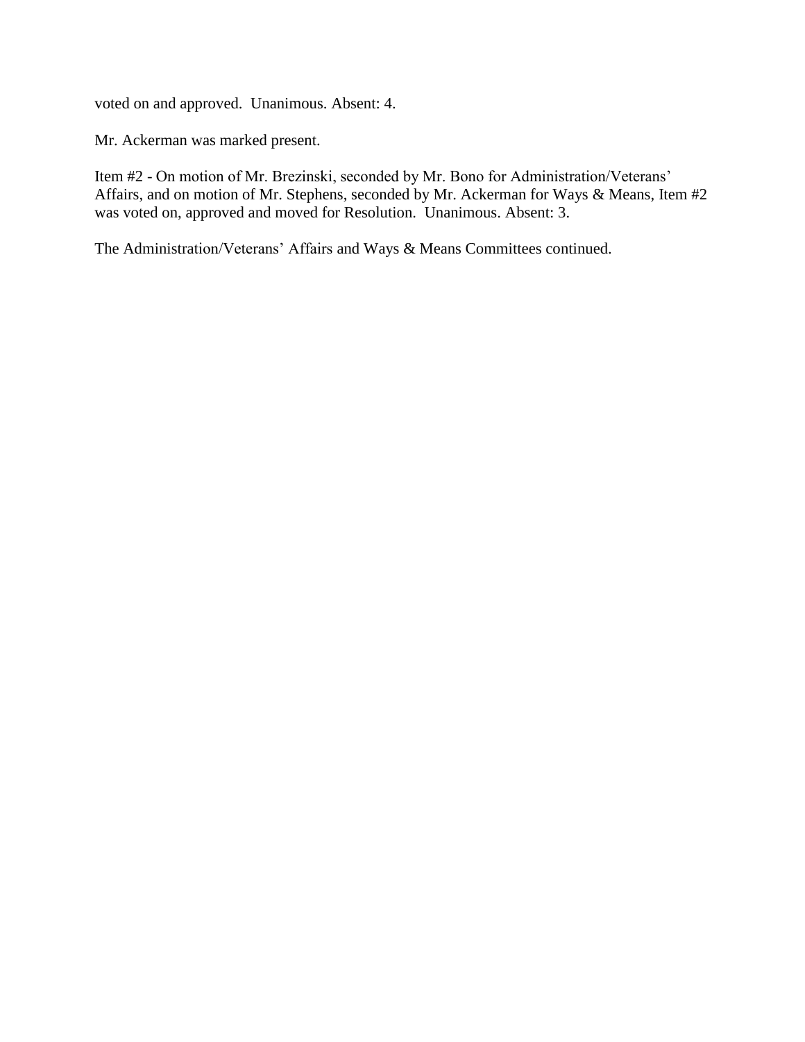voted on and approved. Unanimous. Absent: 4.

Mr. Ackerman was marked present.

Item #2 - On motion of Mr. Brezinski, seconded by Mr. Bono for Administration/Veterans' Affairs, and on motion of Mr. Stephens, seconded by Mr. Ackerman for Ways & Means, Item #2 was voted on, approved and moved for Resolution. Unanimous. Absent: 3.

The Administration/Veterans' Affairs and Ways & Means Committees continued.